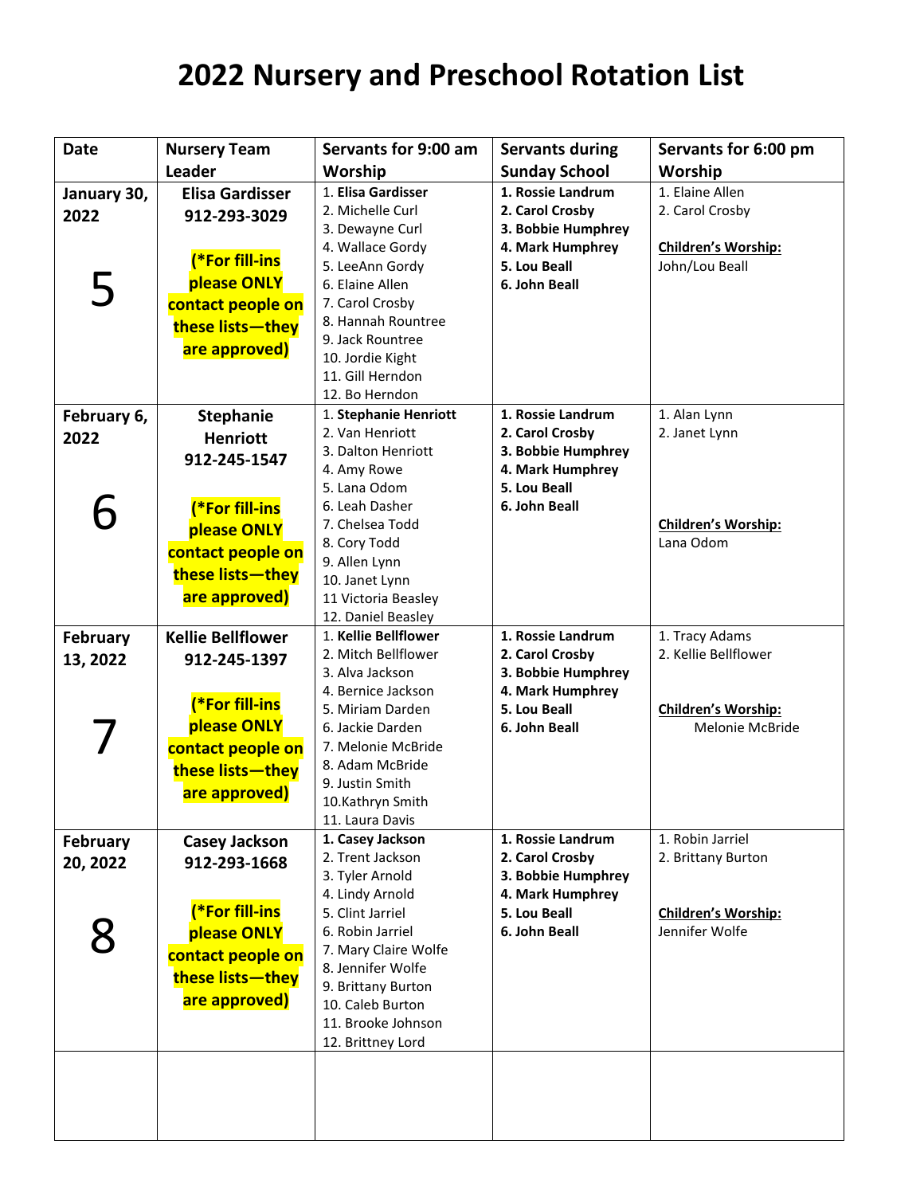# 2022 Nursery and Preschool Rotation List

| Date | Nursery Team Leader | Servants for 9:00 am Worship | Servants during Sunday School | Servants for 6:00 pm Worship |
|---|---|---|---|---|
| **January 30, 2022**<br><br>5 | **Elisa Gardisser**<br>**912-293-3029**<br><br>**(*For fill-ins please ONLY contact people on these lists—they are approved)** | 1. **Elisa Gardisser**<br>2. Michelle Curl<br>3. Dewayne Curl<br>4. Wallace Gordy<br>5. LeeAnn Gordy<br>6. Elaine Allen<br>7. Carol Crosby<br>8. Hannah Rountree<br>9. Jack Rountree<br>10. Jordie Kight<br>11. Gill Herndon<br>12. Bo Herndon | **1. Rossie Landrum**<br>**2. Carol Crosby**<br>**3. Bobbie Humphrey**<br>**4. Mark Humphrey**<br>**5. Lou Beall**<br>**6. John Beall** | 1. Elaine Allen<br>2. Carol Crosby<br><br>**Children's Worship:**<br>John/Lou Beall |
| **February 6, 2022**<br><br>6 | **Stephanie Henriott**<br>**912-245-1547**<br><br>**(*For fill-ins please ONLY contact people on these lists—they are approved)** | 1. **Stephanie Henriott**<br>2. Van Henriott<br>3. Dalton Henriott<br>4. Amy Rowe<br>5. Lana Odom<br>6. Leah Dasher<br>7. Chelsea Todd<br>8. Cory Todd<br>9. Allen Lynn<br>10. Janet Lynn<br>11 Victoria Beasley<br>12. Daniel Beasley | **1. Rossie Landrum**<br>**2. Carol Crosby**<br>**3. Bobbie Humphrey**<br>**4. Mark Humphrey**<br>**5. Lou Beall**<br>**6. John Beall** | 1. Alan Lynn<br>2. Janet Lynn<br><br>**Children's Worship:**<br>Lana Odom |
| **February 13, 2022**<br><br>7 | **Kellie Bellflower**<br>**912-245-1397**<br><br>**(*For fill-ins please ONLY contact people on these lists—they are approved)** | 1. **Kellie Bellflower**<br>2. Mitch Bellflower<br>3. Alva Jackson<br>4. Bernice Jackson<br>5. Miriam Darden<br>6. Jackie Darden<br>7. Melonie McBride<br>8. Adam McBride<br>9. Justin Smith<br>10.Kathryn Smith<br>11. Laura Davis | **1. Rossie Landrum**<br>**2. Carol Crosby**<br>**3. Bobbie Humphrey**<br>**4. Mark Humphrey**<br>**5. Lou Beall**<br>**6. John Beall** | 1. Tracy Adams<br>2. Kellie Bellflower<br><br>**Children's Worship:**<br>Melonie McBride |
| **February 20, 2022**<br><br>8 | **Casey Jackson**<br>**912-293-1668**<br><br>**(*For fill-ins please ONLY contact people on these lists—they are approved)** | **1. Casey Jackson**<br>2. Trent Jackson<br>3. Tyler Arnold<br>4. Lindy Arnold<br>5. Clint Jarriel<br>6. Robin Jarriel<br>7. Mary Claire Wolfe<br>8. Jennifer Wolfe<br>9. Brittany Burton<br>10. Caleb Burton<br>11. Brooke Johnson<br>12. Brittney Lord | **1. Rossie Landrum**<br>**2. Carol Crosby**<br>**3. Bobbie Humphrey**<br>**4. Mark Humphrey**<br>**5. Lou Beall**<br>**6. John Beall** | 1. Robin Jarriel<br>2. Brittany Burton<br><br>**Children's Worship:**<br>Jennifer Wolfe |
| | | | | |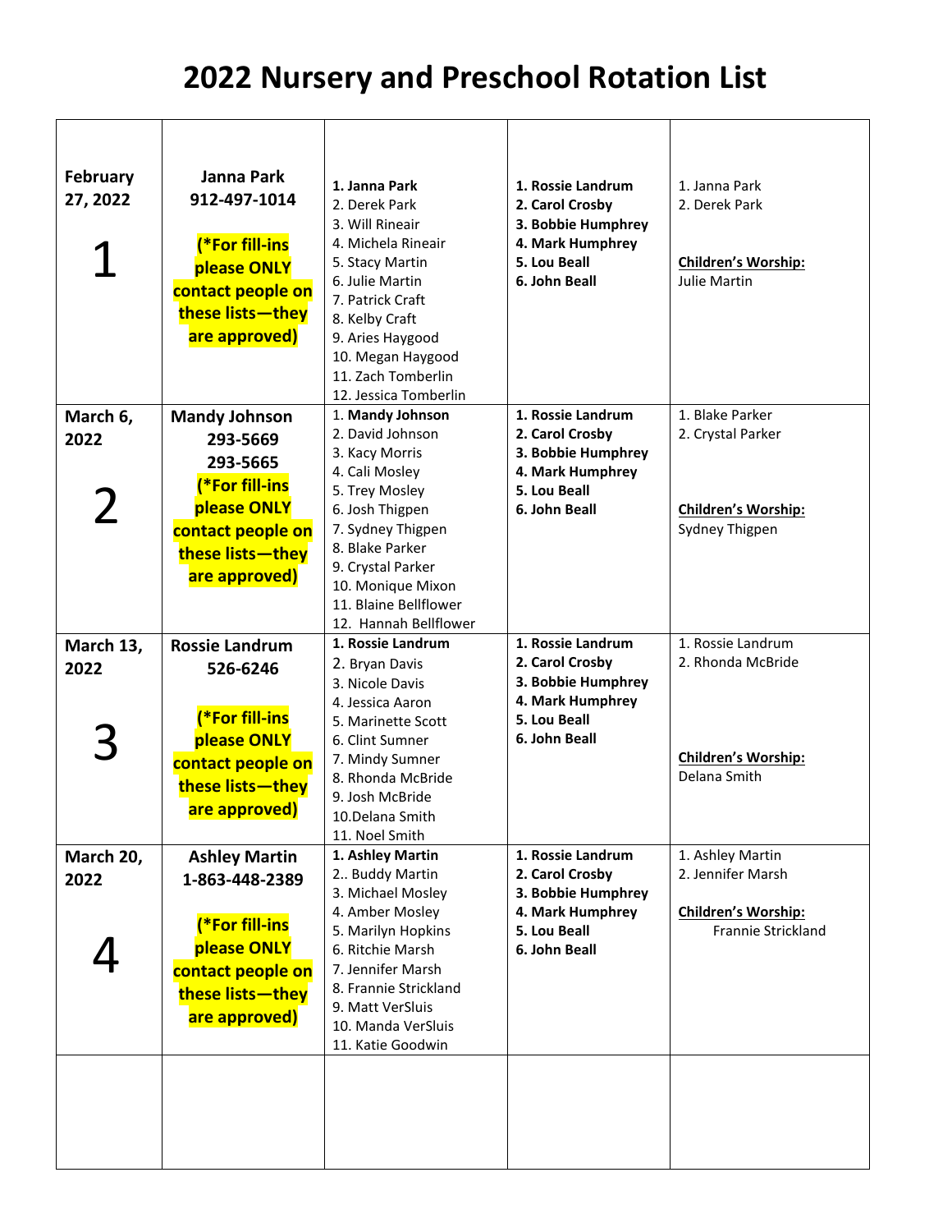# 2022 Nursery and Preschool Rotation List

| | | | | |
|---|---|---|---|---|
| **February 27, 2022**<br><br>1 | **Janna Park**<br>**912-497-1014**<br><br>**(*For fill-ins please ONLY contact people on these lists—they are approved)** | **1. Janna Park**<br>2. Derek Park<br>3. Will Rineair<br>4. Michela Rineair<br>5. Stacy Martin<br>6. Julie Martin<br>7. Patrick Craft<br>8. Kelby Craft<br>9. Aries Haygood<br>10. Megan Haygood<br>11. Zach Tomberlin<br>12. Jessica Tomberlin | **1. Rossie Landrum**<br>**2. Carol Crosby**<br>**3. Bobbie Humphrey**<br>**4. Mark Humphrey**<br>**5. Lou Beall**<br>**6. John Beall** | 1. Janna Park<br>2. Derek Park<br><br>**Children's Worship:**<br>Julie Martin |
| **March 6, 2022**<br><br>2 | **Mandy Johnson**<br>**293-5669**<br>**293-5665**<br>**(*For fill-ins please ONLY contact people on these lists—they are approved)** | 1. **Mandy Johnson**<br>2. David Johnson<br>3. Kacy Morris<br>4. Cali Mosley<br>5. Trey Mosley<br>6. Josh Thigpen<br>7. Sydney Thigpen<br>8. Blake Parker<br>9. Crystal Parker<br>10. Monique Mixon<br>11. Blaine Bellflower<br>12. Hannah Bellflower | **1. Rossie Landrum**<br>**2. Carol Crosby**<br>**3. Bobbie Humphrey**<br>**4. Mark Humphrey**<br>**5. Lou Beall**<br>**6. John Beall** | 1. Blake Parker<br>2. Crystal Parker<br><br>**Children's Worship:**<br>Sydney Thigpen |
| **March 13, 2022**<br><br>3 | **Rossie Landrum**<br>**526-6246**<br><br>**(*For fill-ins please ONLY contact people on these lists—they are approved)** | **1. Rossie Landrum**<br>2. Bryan Davis<br>3. Nicole Davis<br>4. Jessica Aaron<br>5. Marinette Scott<br>6. Clint Sumner<br>7. Mindy Sumner<br>8. Rhonda McBride<br>9. Josh McBride<br>10.Delana Smith<br>11. Noel Smith | **1. Rossie Landrum**<br>**2. Carol Crosby**<br>**3. Bobbie Humphrey**<br>**4. Mark Humphrey**<br>**5. Lou Beall**<br>**6. John Beall** | 1. Rossie Landrum<br>2. Rhonda McBride<br><br>**Children's Worship:**<br>Delana Smith |
| **March 20, 2022**<br><br>4 | **Ashley Martin**<br>**1-863-448-2389**<br><br>**(*For fill-ins please ONLY contact people on these lists—they are approved)** | **1. Ashley Martin**<br>2.. Buddy Martin<br>3. Michael Mosley<br>4. Amber Mosley<br>5. Marilyn Hopkins<br>6. Ritchie Marsh<br>7. Jennifer Marsh<br>8. Frannie Strickland<br>9. Matt VerSluis<br>10. Manda VerSluis<br>11. Katie Goodwin | **1. Rossie Landrum**<br>**2. Carol Crosby**<br>**3. Bobbie Humphrey**<br>**4. Mark Humphrey**<br>**5. Lou Beall**<br>**6. John Beall** | 1. Ashley Martin<br>2. Jennifer Marsh<br><br>**Children's Worship:**<br>Frannie Strickland |
| | | | | |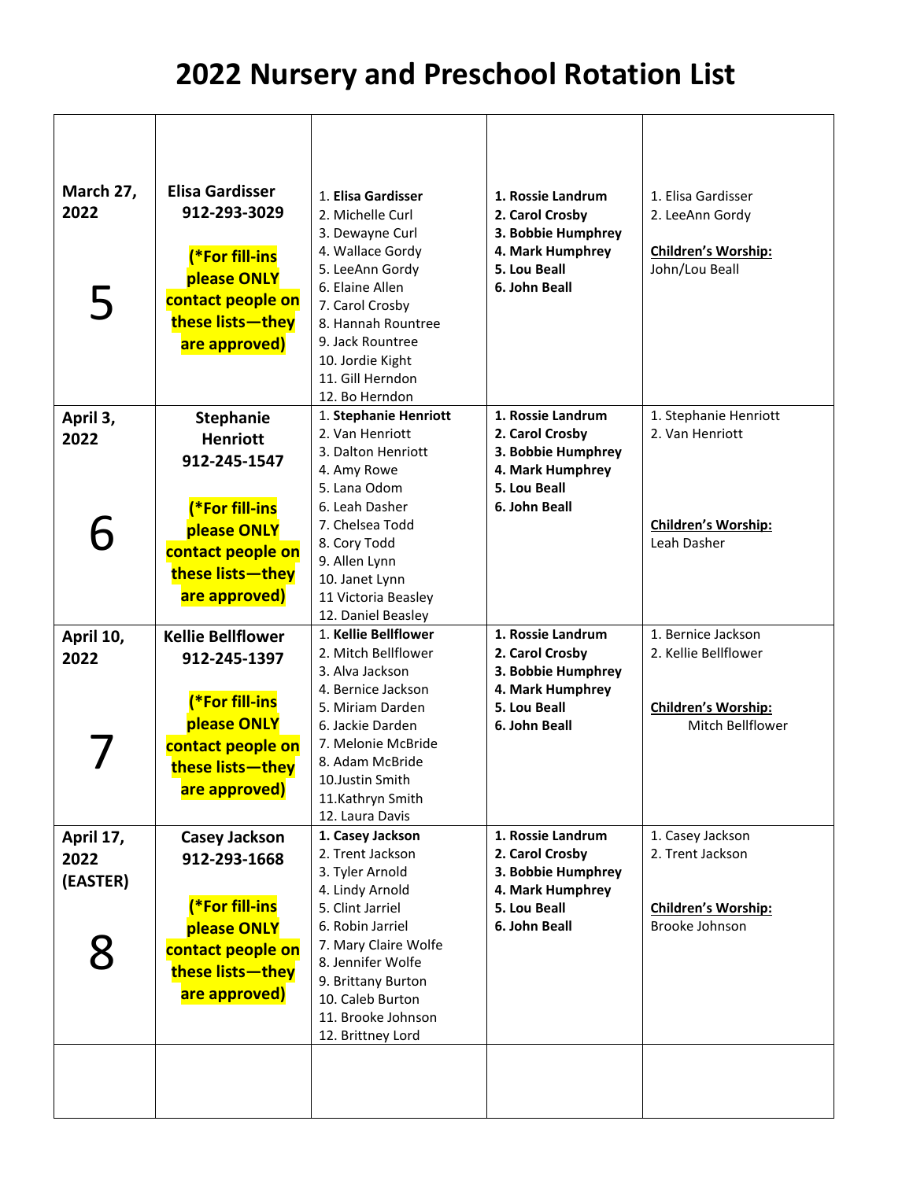# 2022 Nursery and Preschool Rotation List

| | | | | |
|---|---|---|---|---|
| **March 27, 2022**<br><br>5 | **Elisa Gardisser**<br>**912-293-3029**<br><br>**(*For fill-ins please ONLY contact people on these lists—they are approved)** | 1. **Elisa Gardisser**<br>2. Michelle Curl<br>3. Dewayne Curl<br>4. Wallace Gordy<br>5. LeeAnn Gordy<br>6. Elaine Allen<br>7. Carol Crosby<br>8. Hannah Rountree<br>9. Jack Rountree<br>10. Jordie Kight<br>11. Gill Herndon<br>12. Bo Herndon | **1. Rossie Landrum**<br>**2. Carol Crosby**<br>**3. Bobbie Humphrey**<br>**4. Mark Humphrey**<br>**5. Lou Beall**<br>**6. John Beall** | 1. Elisa Gardisser<br>2. LeeAnn Gordy<br><br>**Children's Worship:**<br>John/Lou Beall |
| **April 3, 2022**<br><br>6 | **Stephanie Henriott**<br>**912-245-1547**<br><br>**(*For fill-ins please ONLY contact people on these lists—they are approved)** | 1. **Stephanie Henriott**<br>2. Van Henriott<br>3. Dalton Henriott<br>4. Amy Rowe<br>5. Lana Odom<br>6. Leah Dasher<br>7. Chelsea Todd<br>8. Cory Todd<br>9. Allen Lynn<br>10. Janet Lynn<br>11 Victoria Beasley<br>12. Daniel Beasley | **1. Rossie Landrum**<br>**2. Carol Crosby**<br>**3. Bobbie Humphrey**<br>**4. Mark Humphrey**<br>**5. Lou Beall**<br>**6. John Beall** | 1. Stephanie Henriott<br>2. Van Henriott<br><br>**Children's Worship:**<br>Leah Dasher |
| **April 10, 2022**<br><br>7 | **Kellie Bellflower**<br>**912-245-1397**<br><br>**(*For fill-ins please ONLY contact people on these lists—they are approved)** | 1. **Kellie Bellflower**<br>2. Mitch Bellflower<br>3. Alva Jackson<br>4. Bernice Jackson<br>5. Miriam Darden<br>6. Jackie Darden<br>7. Melonie McBride<br>8. Adam McBride<br>10.Justin Smith<br>11.Kathryn Smith<br>12. Laura Davis | **1. Rossie Landrum**<br>**2. Carol Crosby**<br>**3. Bobbie Humphrey**<br>**4. Mark Humphrey**<br>**5. Lou Beall**<br>**6. John Beall** | 1. Bernice Jackson<br>2. Kellie Bellflower<br><br>**Children's Worship:**<br>Mitch Bellflower |
| **April 17, 2022 (EASTER)**<br><br>8 | **Casey Jackson**<br>**912-293-1668**<br><br>**(*For fill-ins please ONLY contact people on these lists—they are approved)** | **1. Casey Jackson**<br>2. Trent Jackson<br>3. Tyler Arnold<br>4. Lindy Arnold<br>5. Clint Jarriel<br>6. Robin Jarriel<br>7. Mary Claire Wolfe<br>8. Jennifer Wolfe<br>9. Brittany Burton<br>10. Caleb Burton<br>11. Brooke Johnson<br>12. Brittney Lord | **1. Rossie Landrum**<br>**2. Carol Crosby**<br>**3. Bobbie Humphrey**<br>**4. Mark Humphrey**<br>**5. Lou Beall**<br>**6. John Beall** | 1. Casey Jackson<br>2. Trent Jackson<br><br>**Children's Worship:**<br>Brooke Johnson |
| | | | | |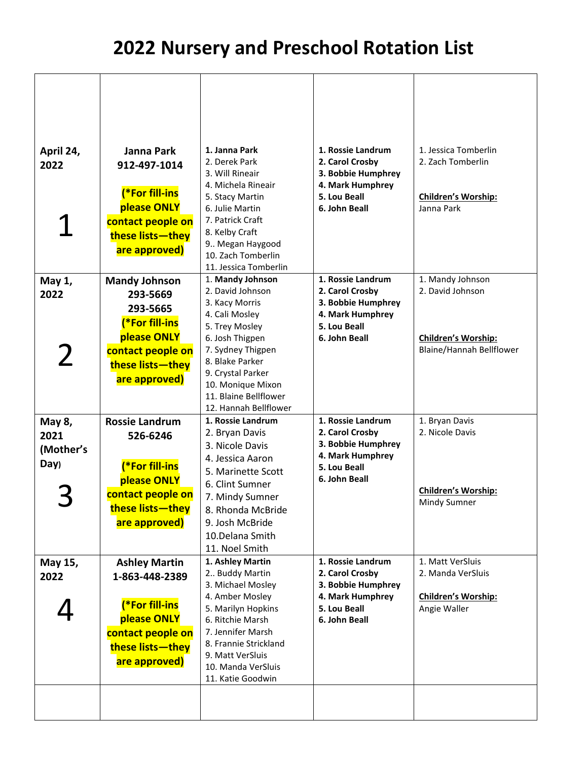# 2022 Nursery and Preschool Rotation List

| | | | | |
|---|---|---|---|---|
| **April 24, 2022**<br><br>**1** | **Janna Park**<br>**912-497-1014**<br><br>**(*For fill-ins please ONLY contact people on these lists—they are approved)** | **1. Janna Park**<br>2. Derek Park<br>3. Will Rineair<br>4. Michela Rineair<br>5. Stacy Martin<br>6. Julie Martin<br>7. Patrick Craft<br>8. Kelby Craft<br>9.. Megan Haygood<br>10. Zach Tomberlin<br>11. Jessica Tomberlin | **1. Rossie Landrum**<br>**2. Carol Crosby**<br>**3. Bobbie Humphrey**<br>**4. Mark Humphrey**<br>**5. Lou Beall**<br>**6. John Beall** | 1. Jessica Tomberlin<br>2. Zach Tomberlin<br><br>**Children's Worship:**<br>Janna Park |
| **May 1, 2022**<br><br>**2** | **Mandy Johnson**<br>**293-5669**<br>**293-5665**<br>**(*For fill-ins please ONLY contact people on these lists—they are approved)** | 1. **Mandy Johnson**<br>2. David Johnson<br>3. Kacy Morris<br>4. Cali Mosley<br>5. Trey Mosley<br>6. Josh Thigpen<br>7. Sydney Thigpen<br>8. Blake Parker<br>9. Crystal Parker<br>10. Monique Mixon<br>11. Blaine Bellflower<br>12. Hannah Bellflower | **1. Rossie Landrum**<br>**2. Carol Crosby**<br>**3. Bobbie Humphrey**<br>**4. Mark Humphrey**<br>**5. Lou Beall**<br>**6. John Beall** | 1. Mandy Johnson<br>2. David Johnson<br><br>**Children's Worship:**<br>Blaine/Hannah Bellflower |
| **May 8, 2021 (Mother's Day)**<br><br>**3** | **Rossie Landrum**<br>**526-6246**<br><br>**(*For fill-ins please ONLY contact people on these lists—they are approved)** | **1. Rossie Landrum**<br>2. Bryan Davis<br>3. Nicole Davis<br>4. Jessica Aaron<br>5. Marinette Scott<br>6. Clint Sumner<br>7. Mindy Sumner<br>8. Rhonda McBride<br>9. Josh McBride<br>10.Delana Smith<br>11. Noel Smith | **1. Rossie Landrum**<br>**2. Carol Crosby**<br>**3. Bobbie Humphrey**<br>**4. Mark Humphrey**<br>**5. Lou Beall**<br>**6. John Beall** | 1. Bryan Davis<br>2. Nicole Davis<br><br>**Children's Worship:**<br>Mindy Sumner |
| **May 15, 2022**<br><br>**4** | **Ashley Martin**<br>**1-863-448-2389**<br><br>**(*For fill-ins please ONLY contact people on these lists—they are approved)** | **1. Ashley Martin**<br>2.. Buddy Martin<br>3. Michael Mosley<br>4. Amber Mosley<br>5. Marilyn Hopkins<br>6. Ritchie Marsh<br>7. Jennifer Marsh<br>8. Frannie Strickland<br>9. Matt VerSluis<br>10. Manda VerSluis<br>11. Katie Goodwin | **1. Rossie Landrum**<br>**2. Carol Crosby**<br>**3. Bobbie Humphrey**<br>**4. Mark Humphrey**<br>**5. Lou Beall**<br>**6. John Beall** | 1. Matt VerSluis<br>2. Manda VerSluis<br><br>**Children's Worship:**<br>Angie Waller |
| | | | | |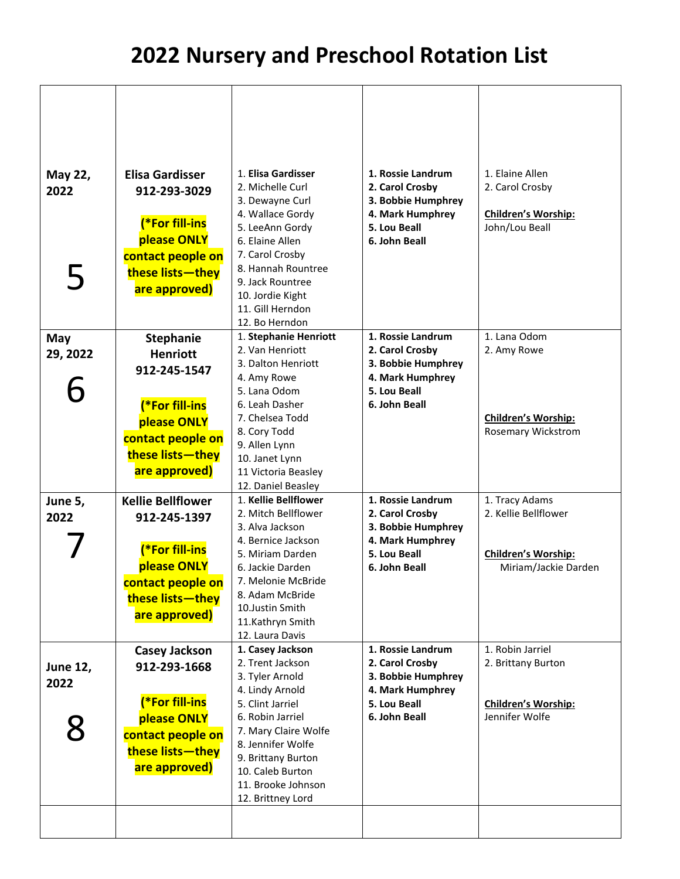# 2022 Nursery and Preschool Rotation List

| | | | | |
|---|---|---|---|---|
| **May 22, 2022** **5** | **Elisa Gardisser** **912-293-3029** **(*For fill-ins please ONLY contact people on these lists—they are approved)** | 1. **Elisa Gardisser**<br>2. Michelle Curl<br>3. Dewayne Curl<br>4. Wallace Gordy<br>5. LeeAnn Gordy<br>6. Elaine Allen<br>7. Carol Crosby<br>8. Hannah Rountree<br>9. Jack Rountree<br>10. Jordie Kight<br>11. Gill Herndon<br>12. Bo Herndon | **1. Rossie Landrum**<br>**2. Carol Crosby**<br>**3. Bobbie Humphrey**<br>**4. Mark Humphrey**<br>**5. Lou Beall**<br>**6. John Beall** | 1. Elaine Allen<br>2. Carol Crosby<br><br>**Children's Worship:**<br>John/Lou Beall |
| **May 29, 2022** **6** | **Stephanie Henriott** **912-245-1547** **(*For fill-ins please ONLY contact people on these lists—they are approved)** | 1. **Stephanie Henriott**<br>2. Van Henriott<br>3. Dalton Henriott<br>4. Amy Rowe<br>5. Lana Odom<br>6. Leah Dasher<br>7. Chelsea Todd<br>8. Cory Todd<br>9. Allen Lynn<br>10. Janet Lynn<br>11 Victoria Beasley<br>12. Daniel Beasley | **1. Rossie Landrum**<br>**2. Carol Crosby**<br>**3. Bobbie Humphrey**<br>**4. Mark Humphrey**<br>**5. Lou Beall**<br>**6. John Beall** | 1. Lana Odom<br>2. Amy Rowe<br><br>**Children's Worship:**<br>Rosemary Wickstrom |
| **June 5, 2022** **7** | **Kellie Bellflower** **912-245-1397** **(*For fill-ins please ONLY contact people on these lists—they are approved)** | 1. **Kellie Bellflower**<br>2. Mitch Bellflower<br>3. Alva Jackson<br>4. Bernice Jackson<br>5. Miriam Darden<br>6. Jackie Darden<br>7. Melonie McBride<br>8. Adam McBride<br>10.Justin Smith<br>11.Kathryn Smith<br>12. Laura Davis | **1. Rossie Landrum**<br>**2. Carol Crosby**<br>**3. Bobbie Humphrey**<br>**4. Mark Humphrey**<br>**5. Lou Beall**<br>**6. John Beall** | 1. Tracy Adams<br>2. Kellie Bellflower<br><br>**Children's Worship:**<br>Miriam/Jackie Darden |
| **June 12, 2022** **8** | **Casey Jackson** **912-293-1668** **(*For fill-ins please ONLY contact people on these lists—they are approved)** | **1. Casey Jackson**<br>2. Trent Jackson<br>3. Tyler Arnold<br>4. Lindy Arnold<br>5. Clint Jarriel<br>6. Robin Jarriel<br>7. Mary Claire Wolfe<br>8. Jennifer Wolfe<br>9. Brittany Burton<br>10. Caleb Burton<br>11. Brooke Johnson<br>12. Brittney Lord | **1. Rossie Landrum**<br>**2. Carol Crosby**<br>**3. Bobbie Humphrey**<br>**4. Mark Humphrey**<br>**5. Lou Beall**<br>**6. John Beall** | 1. Robin Jarriel<br>2. Brittany Burton<br><br>**Children's Worship:**<br>Jennifer Wolfe |
| | | | | |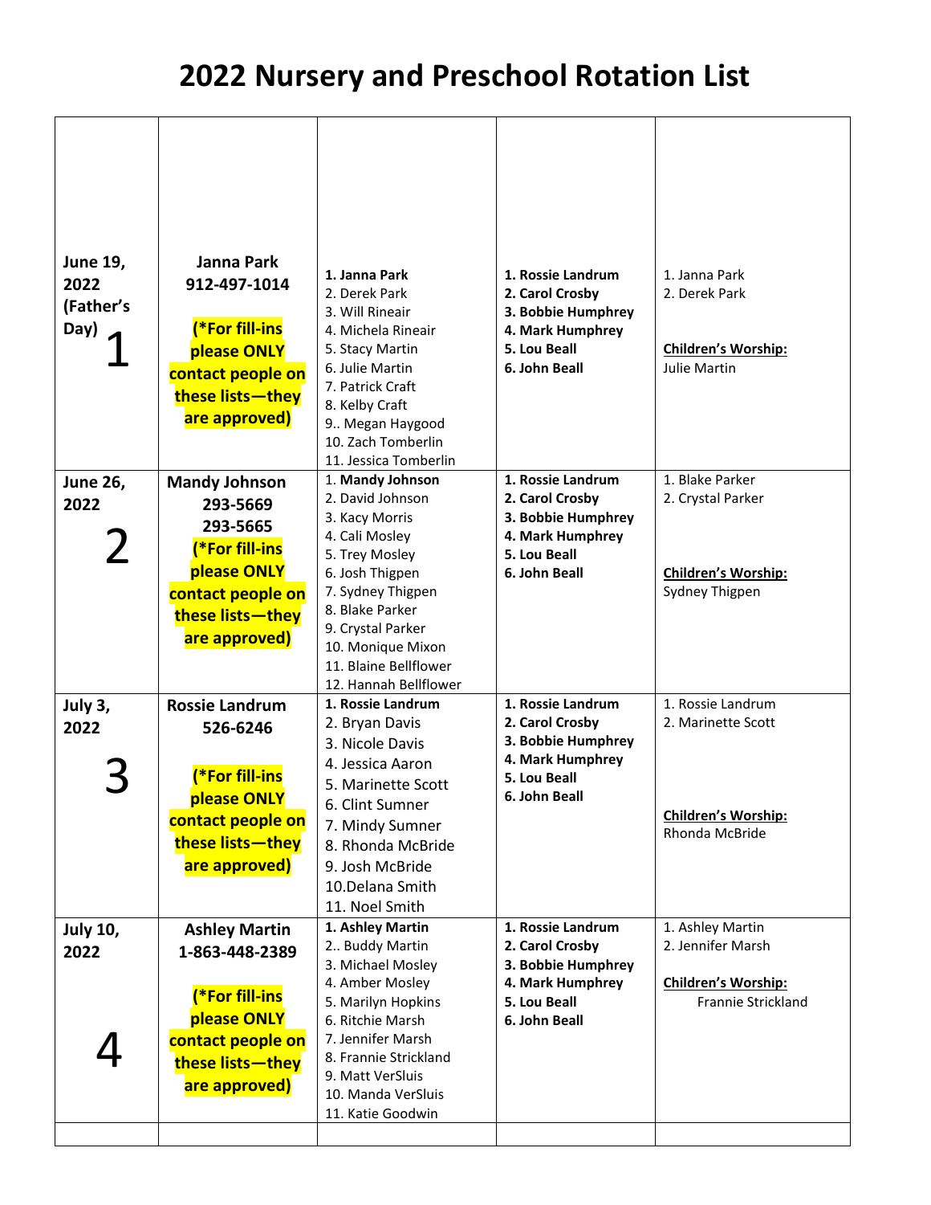# 2022 Nursery and Preschool Rotation List

| | | | | |
|---|---|---|---|---|
| **June 19, 2022 (Father's Day)** 1 | **Janna Park 912-497-1014** **(*For fill-ins please ONLY contact people on these lists—they are approved)** | **1. Janna Park** 2. Derek Park 3. Will Rineair 4. Michela Rineair 5. Stacy Martin 6. Julie Martin 7. Patrick Craft 8. Kelby Craft 9.. Megan Haygood 10. Zach Tomberlin 11. Jessica Tomberlin | **1. Rossie Landrum 2. Carol Crosby 3. Bobbie Humphrey 4. Mark Humphrey 5. Lou Beall 6. John Beall** | 1. Janna Park 2. Derek Park **Children's Worship:** Julie Martin |
| **June 26, 2022** 2 | **Mandy Johnson 293-5669 293-5665** **(*For fill-ins please ONLY contact people on these lists—they are approved)** | 1. **Mandy Johnson** 2. David Johnson 3. Kacy Morris 4. Cali Mosley 5. Trey Mosley 6. Josh Thigpen 7. Sydney Thigpen 8. Blake Parker 9. Crystal Parker 10. Monique Mixon 11. Blaine Bellflower 12. Hannah Bellflower | **1. Rossie Landrum 2. Carol Crosby 3. Bobbie Humphrey 4. Mark Humphrey 5. Lou Beall 6. John Beall** | 1. Blake Parker 2. Crystal Parker **Children's Worship:** Sydney Thigpen |
| **July 3, 2022** 3 | **Rossie Landrum 526-6246** **(*For fill-ins please ONLY contact people on these lists—they are approved)** | **1. Rossie Landrum** 2. Bryan Davis 3. Nicole Davis 4. Jessica Aaron 5. Marinette Scott 6. Clint Sumner 7. Mindy Sumner 8. Rhonda McBride 9. Josh McBride 10.Delana Smith 11. Noel Smith | **1. Rossie Landrum 2. Carol Crosby 3. Bobbie Humphrey 4. Mark Humphrey 5. Lou Beall 6. John Beall** | 1. Rossie Landrum 2. Marinette Scott **Children's Worship:** Rhonda McBride |
| **July 10, 2022** 4 | **Ashley Martin 1-863-448-2389** **(*For fill-ins please ONLY contact people on these lists—they are approved)** | **1. Ashley Martin** 2.. Buddy Martin 3. Michael Mosley 4. Amber Mosley 5. Marilyn Hopkins 6. Ritchie Marsh 7. Jennifer Marsh 8. Frannie Strickland 9. Matt VerSluis 10. Manda VerSluis 11. Katie Goodwin | **1. Rossie Landrum 2. Carol Crosby 3. Bobbie Humphrey 4. Mark Humphrey 5. Lou Beall 6. John Beall** | 1. Ashley Martin 2. Jennifer Marsh **Children's Worship:** Frannie Strickland |
| | | | | |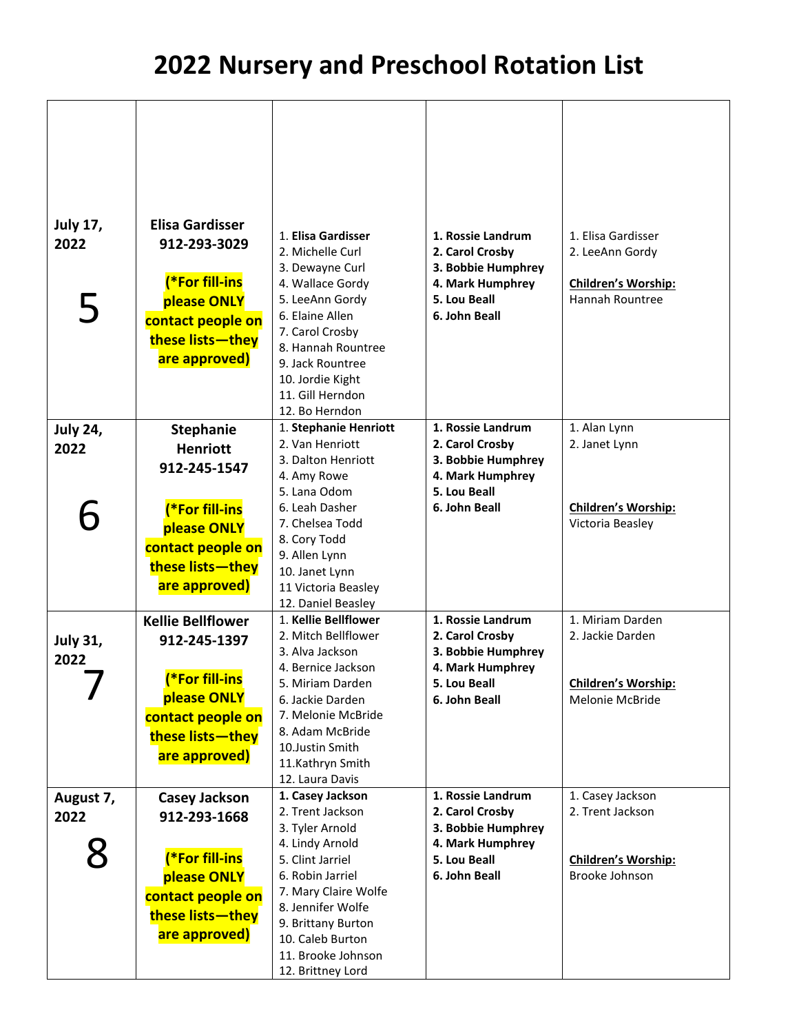# 2022 Nursery and Preschool Rotation List

| | | | | |
|---|---|---|---|---|
| **July 17, 2022** 5 | **Elisa Gardisser 912-293-3029** **(*For fill-ins please ONLY contact people on these lists—they are approved)** | 1. **Elisa Gardisser**<br>2. Michelle Curl<br>3. Dewayne Curl<br>4. Wallace Gordy<br>5. LeeAnn Gordy<br>6. Elaine Allen<br>7. Carol Crosby<br>8. Hannah Rountree<br>9. Jack Rountree<br>10. Jordie Kight<br>11. Gill Herndon<br>12. Bo Herndon | **1. Rossie Landrum**<br>**2. Carol Crosby**<br>**3. Bobbie Humphrey**<br>**4. Mark Humphrey**<br>**5. Lou Beall**<br>**6. John Beall** | 1. Elisa Gardisser<br>2. LeeAnn Gordy<br><br>**Children's Worship:**<br>Hannah Rountree |
| **July 24, 2022** 6 | **Stephanie Henriott 912-245-1547** **(*For fill-ins please ONLY contact people on these lists—they are approved)** | 1. **Stephanie Henriott**<br>2. Van Henriott<br>3. Dalton Henriott<br>4. Amy Rowe<br>5. Lana Odom<br>6. Leah Dasher<br>7. Chelsea Todd<br>8. Cory Todd<br>9. Allen Lynn<br>10. Janet Lynn<br>11 Victoria Beasley<br>12. Daniel Beasley | **1. Rossie Landrum**<br>**2. Carol Crosby**<br>**3. Bobbie Humphrey**<br>**4. Mark Humphrey**<br>**5. Lou Beall**<br>**6. John Beall** | 1. Alan Lynn<br>2. Janet Lynn<br><br>**Children's Worship:**<br>Victoria Beasley |
| **July 31, 2022** 7 | **Kellie Bellflower 912-245-1397** **(*For fill-ins please ONLY contact people on these lists—they are approved)** | 1. **Kellie Bellflower**<br>2. Mitch Bellflower<br>3. Alva Jackson<br>4. Bernice Jackson<br>5. Miriam Darden<br>6. Jackie Darden<br>7. Melonie McBride<br>8. Adam McBride<br>10.Justin Smith<br>11.Kathryn Smith<br>12. Laura Davis | **1. Rossie Landrum**<br>**2. Carol Crosby**<br>**3. Bobbie Humphrey**<br>**4. Mark Humphrey**<br>**5. Lou Beall**<br>**6. John Beall** | 1. Miriam Darden<br>2. Jackie Darden<br><br>**Children's Worship:**<br>Melonie McBride |
| **August 7, 2022** 8 | **Casey Jackson 912-293-1668** **(*For fill-ins please ONLY contact people on these lists—they are approved)** | **1. Casey Jackson**<br>2. Trent Jackson<br>3. Tyler Arnold<br>4. Lindy Arnold<br>5. Clint Jarriel<br>6. Robin Jarriel<br>7. Mary Claire Wolfe<br>8. Jennifer Wolfe<br>9. Brittany Burton<br>10. Caleb Burton<br>11. Brooke Johnson<br>12. Brittney Lord | **1. Rossie Landrum**<br>**2. Carol Crosby**<br>**3. Bobbie Humphrey**<br>**4. Mark Humphrey**<br>**5. Lou Beall**<br>**6. John Beall** | 1. Casey Jackson<br>2. Trent Jackson<br><br>**Children's Worship:**<br>Brooke Johnson |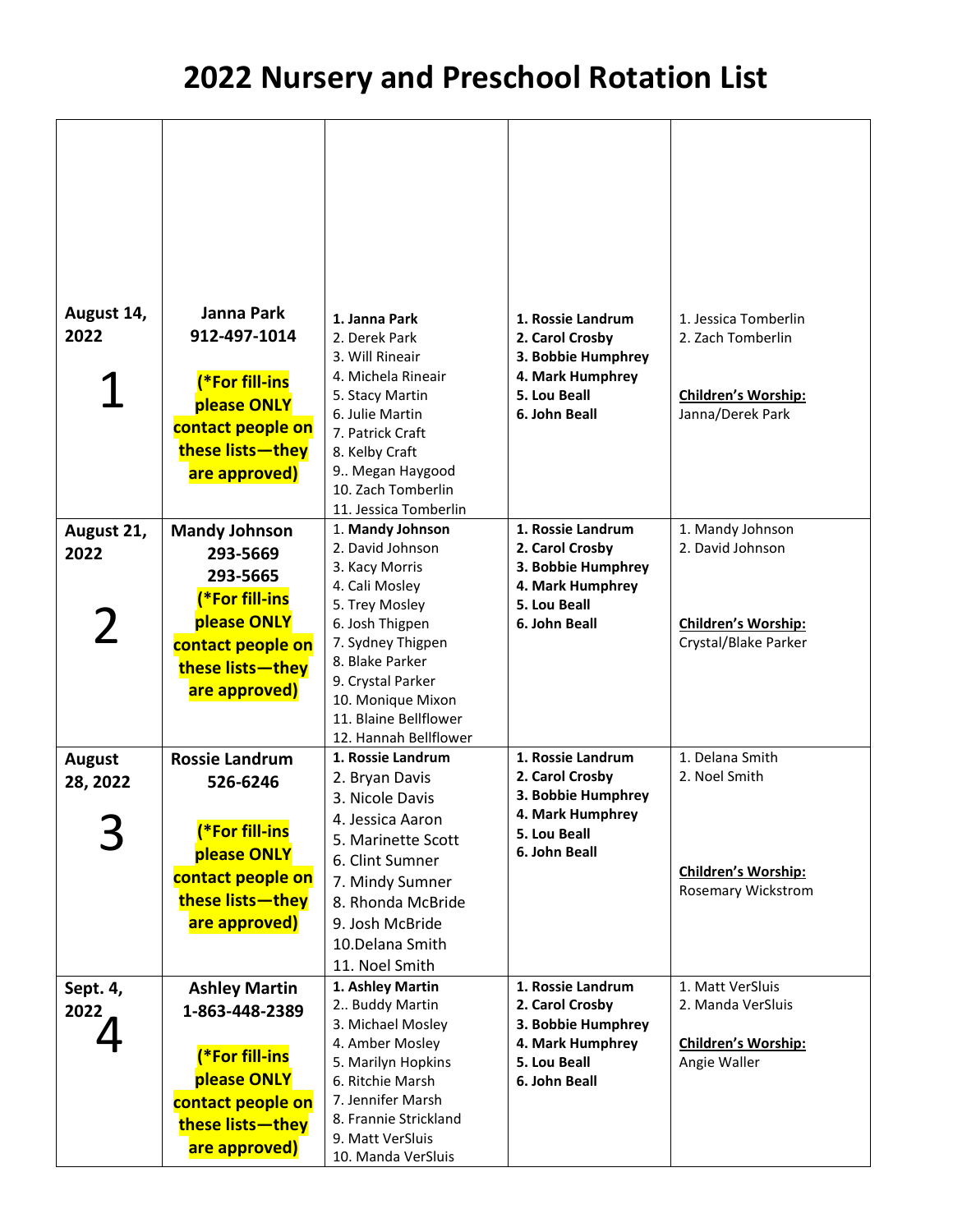# 2022 Nursery and Preschool Rotation List

| | | | | |
|---|---|---|---|---|
| **August 14, 2022** 1 | **Janna Park** **912-497-1014** **(*For fill-ins please ONLY contact people on these lists—they are approved)** | **1. Janna Park**<br>2. Derek Park<br>3. Will Rineair<br>4. Michela Rineair<br>5. Stacy Martin<br>6. Julie Martin<br>7. Patrick Craft<br>8. Kelby Craft<br>9.. Megan Haygood<br>10. Zach Tomberlin<br>11. Jessica Tomberlin | **1. Rossie Landrum**<br>**2. Carol Crosby**<br>**3. Bobbie Humphrey**<br>**4. Mark Humphrey**<br>**5. Lou Beall**<br>**6. John Beall** | 1. Jessica Tomberlin<br>2. Zach Tomberlin<br><br>**Children's Worship:**<br>Janna/Derek Park |
| **August 21, 2022** 2 | **Mandy Johnson** **293-5669** **293-5665** **(*For fill-ins please ONLY contact people on these lists—they are approved)** | 1. **Mandy Johnson**<br>2. David Johnson<br>3. Kacy Morris<br>4. Cali Mosley<br>5. Trey Mosley<br>6. Josh Thigpen<br>7. Sydney Thigpen<br>8. Blake Parker<br>9. Crystal Parker<br>10. Monique Mixon<br>11. Blaine Bellflower<br>12. Hannah Bellflower | **1. Rossie Landrum**<br>**2. Carol Crosby**<br>**3. Bobbie Humphrey**<br>**4. Mark Humphrey**<br>**5. Lou Beall**<br>**6. John Beall** | 1. Mandy Johnson<br>2. David Johnson<br><br>**Children's Worship:**<br>Crystal/Blake Parker |
| **August 28, 2022** 3 | **Rossie Landrum** **526-6246** **(*For fill-ins please ONLY contact people on these lists—they are approved)** | **1. Rossie Landrum**<br>2. Bryan Davis<br>3. Nicole Davis<br>4. Jessica Aaron<br>5. Marinette Scott<br>6. Clint Sumner<br>7. Mindy Sumner<br>8. Rhonda McBride<br>9. Josh McBride<br>10.Delana Smith<br>11. Noel Smith | **1. Rossie Landrum**<br>**2. Carol Crosby**<br>**3. Bobbie Humphrey**<br>**4. Mark Humphrey**<br>**5. Lou Beall**<br>**6. John Beall** | 1. Delana Smith<br>2. Noel Smith<br><br>**Children's Worship:**<br>Rosemary Wickstrom |
| **Sept. 4, 2022** 4 | **Ashley Martin** **1-863-448-2389** **(*For fill-ins please ONLY contact people on these lists—they are approved)** | **1. Ashley Martin**<br>2.. Buddy Martin<br>3. Michael Mosley<br>4. Amber Mosley<br>5. Marilyn Hopkins<br>6. Ritchie Marsh<br>7. Jennifer Marsh<br>8. Frannie Strickland<br>9. Matt VerSluis<br>10. Manda VerSluis | **1. Rossie Landrum**<br>**2. Carol Crosby**<br>**3. Bobbie Humphrey**<br>**4. Mark Humphrey**<br>**5. Lou Beall**<br>**6. John Beall** | 1. Matt VerSluis<br>2. Manda VerSluis<br><br>**Children's Worship:**<br>Angie Waller |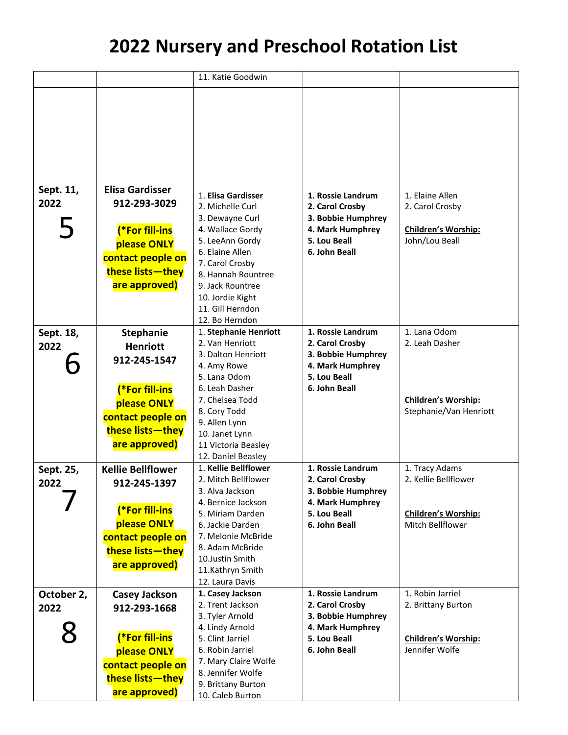# 2022 Nursery and Preschool Rotation List

| | | | | |
|---|---|---|---|---|
| | | 11. Katie Goodwin | | |
| **Sept. 11, 2022** 5 | **Elisa Gardisser 912-293-3029** **(*For fill-ins please ONLY contact people on these lists—they are approved)** | 1. **Elisa Gardisser**<br>2. Michelle Curl<br>3. Dewayne Curl<br>4. Wallace Gordy<br>5. LeeAnn Gordy<br>6. Elaine Allen<br>7. Carol Crosby<br>8. Hannah Rountree<br>9. Jack Rountree<br>10. Jordie Kight<br>11. Gill Herndon<br>12. Bo Herndon | **1. Rossie Landrum**<br>**2. Carol Crosby**<br>**3. Bobbie Humphrey**<br>**4. Mark Humphrey**<br>**5. Lou Beall**<br>**6. John Beall** | 1. Elaine Allen<br>2. Carol Crosby<br><br>**Children's Worship:**<br>John/Lou Beall |
| **Sept. 18, 2022** 6 | **Stephanie Henriott 912-245-1547** **(*For fill-ins please ONLY contact people on these lists—they are approved)** | 1. **Stephanie Henriott**<br>2. Van Henriott<br>3. Dalton Henriott<br>4. Amy Rowe<br>5. Lana Odom<br>6. Leah Dasher<br>7. Chelsea Todd<br>8. Cory Todd<br>9. Allen Lynn<br>10. Janet Lynn<br>11 Victoria Beasley<br>12. Daniel Beasley | **1. Rossie Landrum**<br>**2. Carol Crosby**<br>**3. Bobbie Humphrey**<br>**4. Mark Humphrey**<br>**5. Lou Beall**<br>**6. John Beall** | 1. Lana Odom<br>2. Leah Dasher<br><br>**Children's Worship:**<br>Stephanie/Van Henriott |
| **Sept. 25, 2022** 7 | **Kellie Bellflower 912-245-1397** **(*For fill-ins please ONLY contact people on these lists—they are approved)** | 1. **Kellie Bellflower**<br>2. Mitch Bellflower<br>3. Alva Jackson<br>4. Bernice Jackson<br>5. Miriam Darden<br>6. Jackie Darden<br>7. Melonie McBride<br>8. Adam McBride<br>10.Justin Smith<br>11.Kathryn Smith<br>12. Laura Davis | **1. Rossie Landrum**<br>**2. Carol Crosby**<br>**3. Bobbie Humphrey**<br>**4. Mark Humphrey**<br>**5. Lou Beall**<br>**6. John Beall** | 1. Tracy Adams<br>2. Kellie Bellflower<br><br>**Children's Worship:**<br>Mitch Bellflower |
| **October 2, 2022** 8 | **Casey Jackson 912-293-1668** **(*For fill-ins please ONLY contact people on these lists—they are approved)** | **1. Casey Jackson**<br>2. Trent Jackson<br>3. Tyler Arnold<br>4. Lindy Arnold<br>5. Clint Jarriel<br>6. Robin Jarriel<br>7. Mary Claire Wolfe<br>8. Jennifer Wolfe<br>9. Brittany Burton<br>10. Caleb Burton | **1. Rossie Landrum**<br>**2. Carol Crosby**<br>**3. Bobbie Humphrey**<br>**4. Mark Humphrey**<br>**5. Lou Beall**<br>**6. John Beall** | 1. Robin Jarriel<br>2. Brittany Burton<br><br>**Children's Worship:**<br>Jennifer Wolfe |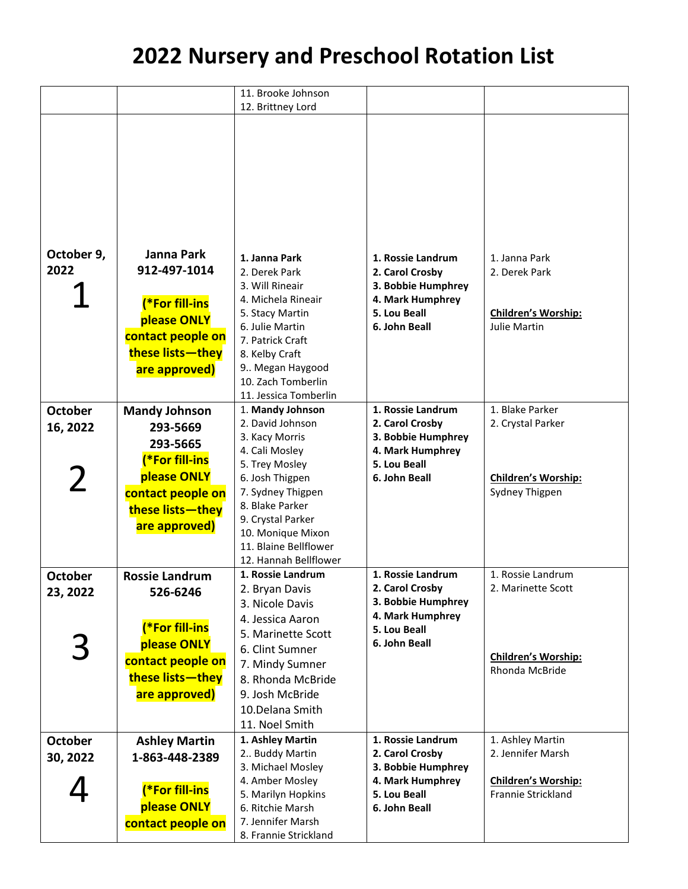# 2022 Nursery and Preschool Rotation List

| | | | | |
|---|---|---|---|---|
| | | 11. Brooke Johnson<br>12. Brittney Lord | | |
| **October 9, 2022**<br>1 | **Janna Park**<br>**912-497-1014**<br><br>**(\*For fill-ins please ONLY contact people on these lists—they are approved)** | **1. Janna Park**<br>2. Derek Park<br>3. Will Rineair<br>4. Michela Rineair<br>5. Stacy Martin<br>6. Julie Martin<br>7. Patrick Craft<br>8. Kelby Craft<br>9.. Megan Haygood<br>10. Zach Tomberlin<br>11. Jessica Tomberlin | **1. Rossie Landrum**<br>**2. Carol Crosby**<br>**3. Bobbie Humphrey**<br>**4. Mark Humphrey**<br>**5. Lou Beall**<br>**6. John Beall** | 1. Janna Park<br>2. Derek Park<br><br>**Children's Worship:**<br>Julie Martin |
| **October 16, 2022**<br>2 | **Mandy Johnson**<br>**293-5669**<br>**293-5665**<br>**(\*For fill-ins please ONLY contact people on these lists—they are approved)** | 1. **Mandy Johnson**<br>2. David Johnson<br>3. Kacy Morris<br>4. Cali Mosley<br>5. Trey Mosley<br>6. Josh Thigpen<br>7. Sydney Thigpen<br>8. Blake Parker<br>9. Crystal Parker<br>10. Monique Mixon<br>11. Blaine Bellflower<br>12. Hannah Bellflower | **1. Rossie Landrum**<br>**2. Carol Crosby**<br>**3. Bobbie Humphrey**<br>**4. Mark Humphrey**<br>**5. Lou Beall**<br>**6. John Beall** | 1. Blake Parker<br>2. Crystal Parker<br><br>**Children's Worship:**<br>Sydney Thigpen |
| **October 23, 2022**<br>3 | **Rossie Landrum**<br>**526-6246**<br><br>**(\*For fill-ins please ONLY contact people on these lists—they are approved)** | **1. Rossie Landrum**<br>2. Bryan Davis<br>3. Nicole Davis<br>4. Jessica Aaron<br>5. Marinette Scott<br>6. Clint Sumner<br>7. Mindy Sumner<br>8. Rhonda McBride<br>9. Josh McBride<br>10.Delana Smith<br>11. Noel Smith | **1. Rossie Landrum**<br>**2. Carol Crosby**<br>**3. Bobbie Humphrey**<br>**4. Mark Humphrey**<br>**5. Lou Beall**<br>**6. John Beall** | 1. Rossie Landrum<br>2. Marinette Scott<br><br>**Children's Worship:**<br>Rhonda McBride |
| **October 30, 2022**<br>4 | **Ashley Martin**<br>**1-863-448-2389**<br><br>**(\*For fill-ins please ONLY contact people on** | **1. Ashley Martin**<br>2.. Buddy Martin<br>3. Michael Mosley<br>4. Amber Mosley<br>5. Marilyn Hopkins<br>6. Ritchie Marsh<br>7. Jennifer Marsh<br>8. Frannie Strickland | **1. Rossie Landrum**<br>**2. Carol Crosby**<br>**3. Bobbie Humphrey**<br>**4. Mark Humphrey**<br>**5. Lou Beall**<br>**6. John Beall** | 1. Ashley Martin<br>2. Jennifer Marsh<br><br>**Children's Worship:**<br>Frannie Strickland |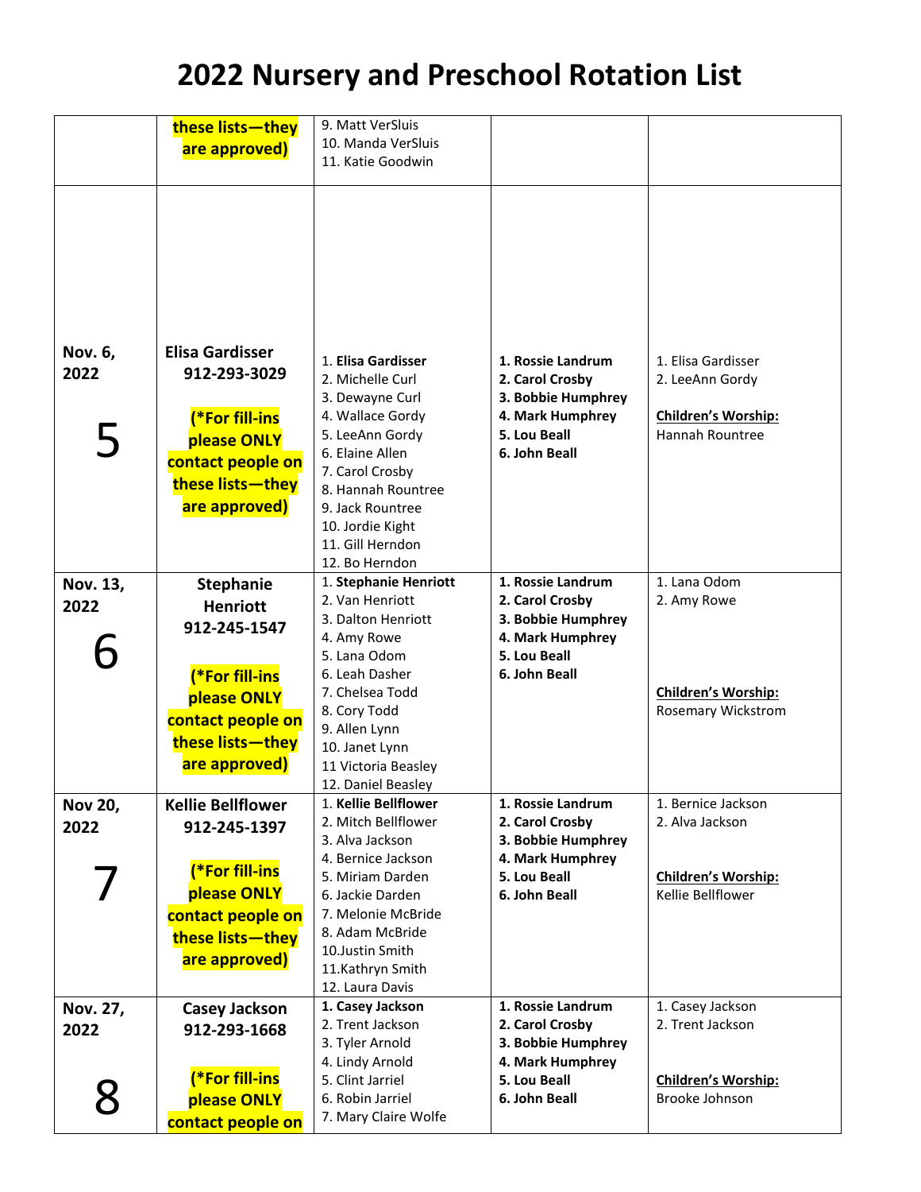# 2022 Nursery and Preschool Rotation List

| | | | | |
|---|---|---|---|---|
| | these lists—they are approved) | 9. Matt VerSluis<br>10. Manda VerSluis<br>11. Katie Goodwin | | |
| **Nov. 6, 2022**<br><br>5 | **Elisa Gardisser 912-293-3029**<br><br>**(*For fill-ins please ONLY contact people on these lists—they are approved)** | 1. **Elisa Gardisser**<br>2. Michelle Curl<br>3. Dewayne Curl<br>4. Wallace Gordy<br>5. LeeAnn Gordy<br>6. Elaine Allen<br>7. Carol Crosby<br>8. Hannah Rountree<br>9. Jack Rountree<br>10. Jordie Kight<br>11. Gill Herndon<br>12. Bo Herndon | **1. Rossie Landrum**<br>**2. Carol Crosby**<br>**3. Bobbie Humphrey**<br>**4. Mark Humphrey**<br>**5. Lou Beall**<br>**6. John Beall** | 1. Elisa Gardisser<br>2. LeeAnn Gordy<br><br>**Children's Worship:**<br>Hannah Rountree |
| **Nov. 13, 2022**<br><br>6 | **Stephanie Henriott 912-245-1547**<br><br>**(*For fill-ins please ONLY contact people on these lists—they are approved)** | 1. **Stephanie Henriott**<br>2. Van Henriott<br>3. Dalton Henriott<br>4. Amy Rowe<br>5. Lana Odom<br>6. Leah Dasher<br>7. Chelsea Todd<br>8. Cory Todd<br>9. Allen Lynn<br>10. Janet Lynn<br>11 Victoria Beasley<br>12. Daniel Beasley | **1. Rossie Landrum**<br>**2. Carol Crosby**<br>**3. Bobbie Humphrey**<br>**4. Mark Humphrey**<br>**5. Lou Beall**<br>**6. John Beall** | 1. Lana Odom<br>2. Amy Rowe<br><br>**Children's Worship:**<br>Rosemary Wickstrom |
| **Nov 20, 2022**<br><br>7 | **Kellie Bellflower 912-245-1397**<br><br>**(*For fill-ins please ONLY contact people on these lists—they are approved)** | 1. **Kellie Bellflower**<br>2. Mitch Bellflower<br>3. Alva Jackson<br>4. Bernice Jackson<br>5. Miriam Darden<br>6. Jackie Darden<br>7. Melonie McBride<br>8. Adam McBride<br>10.Justin Smith<br>11.Kathryn Smith<br>12. Laura Davis | **1. Rossie Landrum**<br>**2. Carol Crosby**<br>**3. Bobbie Humphrey**<br>**4. Mark Humphrey**<br>**5. Lou Beall**<br>**6. John Beall** | 1. Bernice Jackson<br>2. Alva Jackson<br><br>**Children's Worship:**<br>Kellie Bellflower |
| **Nov. 27, 2022**<br><br>8 | **Casey Jackson 912-293-1668**<br><br>**(*For fill-ins please ONLY contact people on** | 1. **Casey Jackson**<br>2. Trent Jackson<br>3. Tyler Arnold<br>4. Lindy Arnold<br>5. Clint Jarriel<br>6. Robin Jarriel<br>7. Mary Claire Wolfe | **1. Rossie Landrum**<br>**2. Carol Crosby**<br>**3. Bobbie Humphrey**<br>**4. Mark Humphrey**<br>**5. Lou Beall**<br>**6. John Beall** | 1. Casey Jackson<br>2. Trent Jackson<br><br>**Children's Worship:**<br>Brooke Johnson |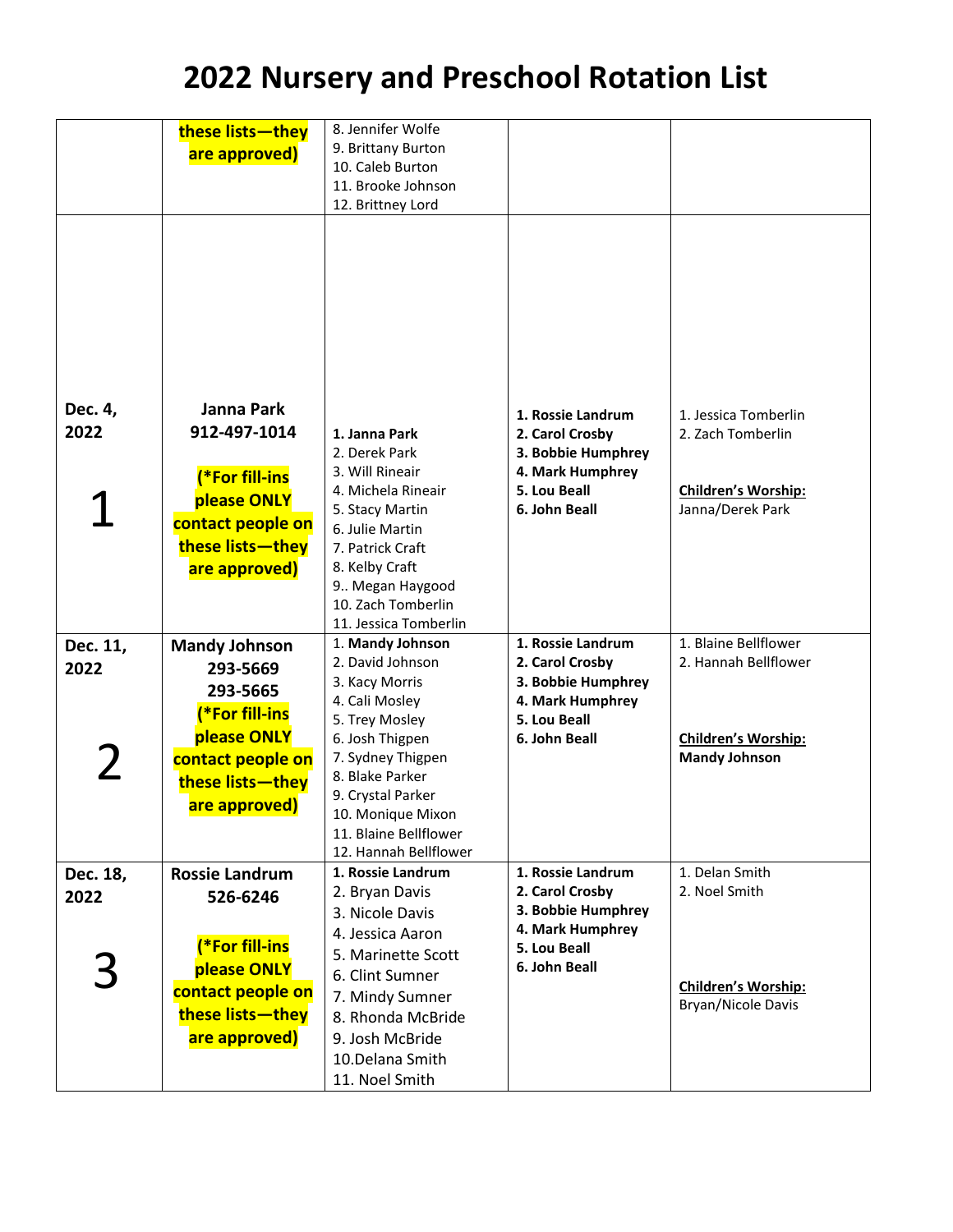# 2022 Nursery and Preschool Rotation List

| | | | | |
|---|---|---|---|---|
| | these lists—they are approved) | 8. Jennifer Wolfe<br>9. Brittany Burton<br>10. Caleb Burton<br>11. Brooke Johnson<br>12. Brittney Lord | | |
| **Dec. 4, 2022**<br><br>1 | **Janna Park**<br>**912-497-1014**<br><br>**(*For fill-ins please ONLY contact people on these lists—they are approved)** | **1. Janna Park**<br>2. Derek Park<br>3. Will Rineair<br>4. Michela Rineair<br>5. Stacy Martin<br>6. Julie Martin<br>7. Patrick Craft<br>8. Kelby Craft<br>9.. Megan Haygood<br>10. Zach Tomberlin<br>11. Jessica Tomberlin | **1. Rossie Landrum**<br>**2. Carol Crosby**<br>**3. Bobbie Humphrey**<br>**4. Mark Humphrey**<br>**5. Lou Beall**<br>**6. John Beall** | 1. Jessica Tomberlin<br>2. Zach Tomberlin<br><br>**Children's Worship:**<br>Janna/Derek Park |
| **Dec. 11, 2022**<br><br>2 | **Mandy Johnson**<br>**293-5669**<br>**293-5665**<br>**(*For fill-ins please ONLY contact people on these lists—they are approved)** | 1. **Mandy Johnson**<br>2. David Johnson<br>3. Kacy Morris<br>4. Cali Mosley<br>5. Trey Mosley<br>6. Josh Thigpen<br>7. Sydney Thigpen<br>8. Blake Parker<br>9. Crystal Parker<br>10. Monique Mixon<br>11. Blaine Bellflower<br>12. Hannah Bellflower | **1. Rossie Landrum**<br>**2. Carol Crosby**<br>**3. Bobbie Humphrey**<br>**4. Mark Humphrey**<br>**5. Lou Beall**<br>**6. John Beall** | 1. Blaine Bellflower<br>2. Hannah Bellflower<br><br>**Children's Worship:**<br>**Mandy Johnson** |
| **Dec. 18, 2022**<br><br>3 | **Rossie Landrum**<br>**526-6246**<br><br>**(*For fill-ins please ONLY contact people on these lists—they are approved)** | **1. Rossie Landrum**<br>2. Bryan Davis<br>3. Nicole Davis<br>4. Jessica Aaron<br>5. Marinette Scott<br>6. Clint Sumner<br>7. Mindy Sumner<br>8. Rhonda McBride<br>9. Josh McBride<br>10.Delana Smith<br>11. Noel Smith | **1. Rossie Landrum**<br>**2. Carol Crosby**<br>**3. Bobbie Humphrey**<br>**4. Mark Humphrey**<br>**5. Lou Beall**<br>**6. John Beall** | 1. Delan Smith<br>2. Noel Smith<br><br>**Children's Worship:**<br>Bryan/Nicole Davis |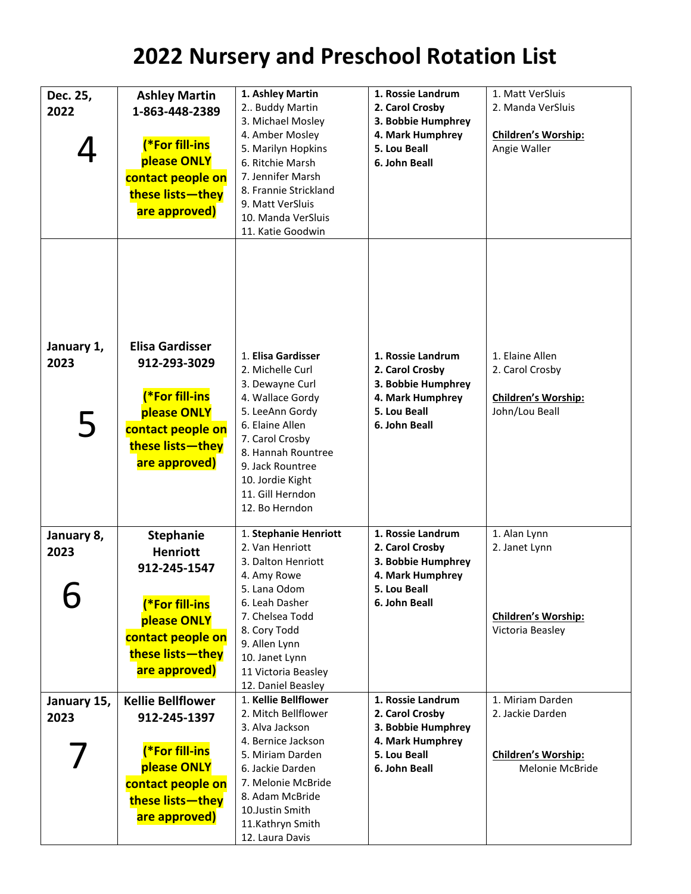# 2022 Nursery and Preschool Rotation List

| | | | | |
|---|---|---|---|---|
| **Dec. 25, 2022**<br><br>4 | **Ashley Martin**<br>**1-863-448-2389**<br><br>**(*For fill-ins please ONLY contact people on these lists—they are approved)** | 1. **Ashley Martin**<br>2.. Buddy Martin<br>3. Michael Mosley<br>4. Amber Mosley<br>5. Marilyn Hopkins<br>6. Ritchie Marsh<br>7. Jennifer Marsh<br>8. Frannie Strickland<br>9. Matt VerSluis<br>10. Manda VerSluis<br>11. Katie Goodwin | **1. Rossie Landrum**<br>**2. Carol Crosby**<br>**3. Bobbie Humphrey**<br>**4. Mark Humphrey**<br>**5. Lou Beall**<br>**6. John Beall** | 1. Matt VerSluis<br>2. Manda VerSluis<br><br>**Children's Worship:**<br>Angie Waller |
| **January 1, 2023**<br><br>5 | **Elisa Gardisser**<br>**912-293-3029**<br><br>**(*For fill-ins please ONLY contact people on these lists—they are approved)** | 1. **Elisa Gardisser**<br>2. Michelle Curl<br>3. Dewayne Curl<br>4. Wallace Gordy<br>5. LeeAnn Gordy<br>6. Elaine Allen<br>7. Carol Crosby<br>8. Hannah Rountree<br>9. Jack Rountree<br>10. Jordie Kight<br>11. Gill Herndon<br>12. Bo Herndon | **1. Rossie Landrum**<br>**2. Carol Crosby**<br>**3. Bobbie Humphrey**<br>**4. Mark Humphrey**<br>**5. Lou Beall**<br>**6. John Beall** | 1. Elaine Allen<br>2. Carol Crosby<br><br>**Children's Worship:**<br>John/Lou Beall |
| **January 8, 2023**<br><br>6 | **Stephanie Henriott**<br>**912-245-1547**<br><br>**(*For fill-ins please ONLY contact people on these lists—they are approved)** | 1. **Stephanie Henriott**<br>2. Van Henriott<br>3. Dalton Henriott<br>4. Amy Rowe<br>5. Lana Odom<br>6. Leah Dasher<br>7. Chelsea Todd<br>8. Cory Todd<br>9. Allen Lynn<br>10. Janet Lynn<br>11 Victoria Beasley<br>12. Daniel Beasley | **1. Rossie Landrum**<br>**2. Carol Crosby**<br>**3. Bobbie Humphrey**<br>**4. Mark Humphrey**<br>**5. Lou Beall**<br>**6. John Beall** | 1. Alan Lynn<br>2. Janet Lynn<br><br>**Children's Worship:**<br>Victoria Beasley |
| **January 15, 2023**<br><br>7 | **Kellie Bellflower**<br>**912-245-1397**<br><br>**(*For fill-ins please ONLY contact people on these lists—they are approved)** | 1. **Kellie Bellflower**<br>2. Mitch Bellflower<br>3. Alva Jackson<br>4. Bernice Jackson<br>5. Miriam Darden<br>6. Jackie Darden<br>7. Melonie McBride<br>8. Adam McBride<br>10.Justin Smith<br>11.Kathryn Smith<br>12. Laura Davis | **1. Rossie Landrum**<br>**2. Carol Crosby**<br>**3. Bobbie Humphrey**<br>**4. Mark Humphrey**<br>**5. Lou Beall**<br>**6. John Beall** | 1. Miriam Darden<br>2. Jackie Darden<br><br>**Children's Worship:**<br>Melonie McBride |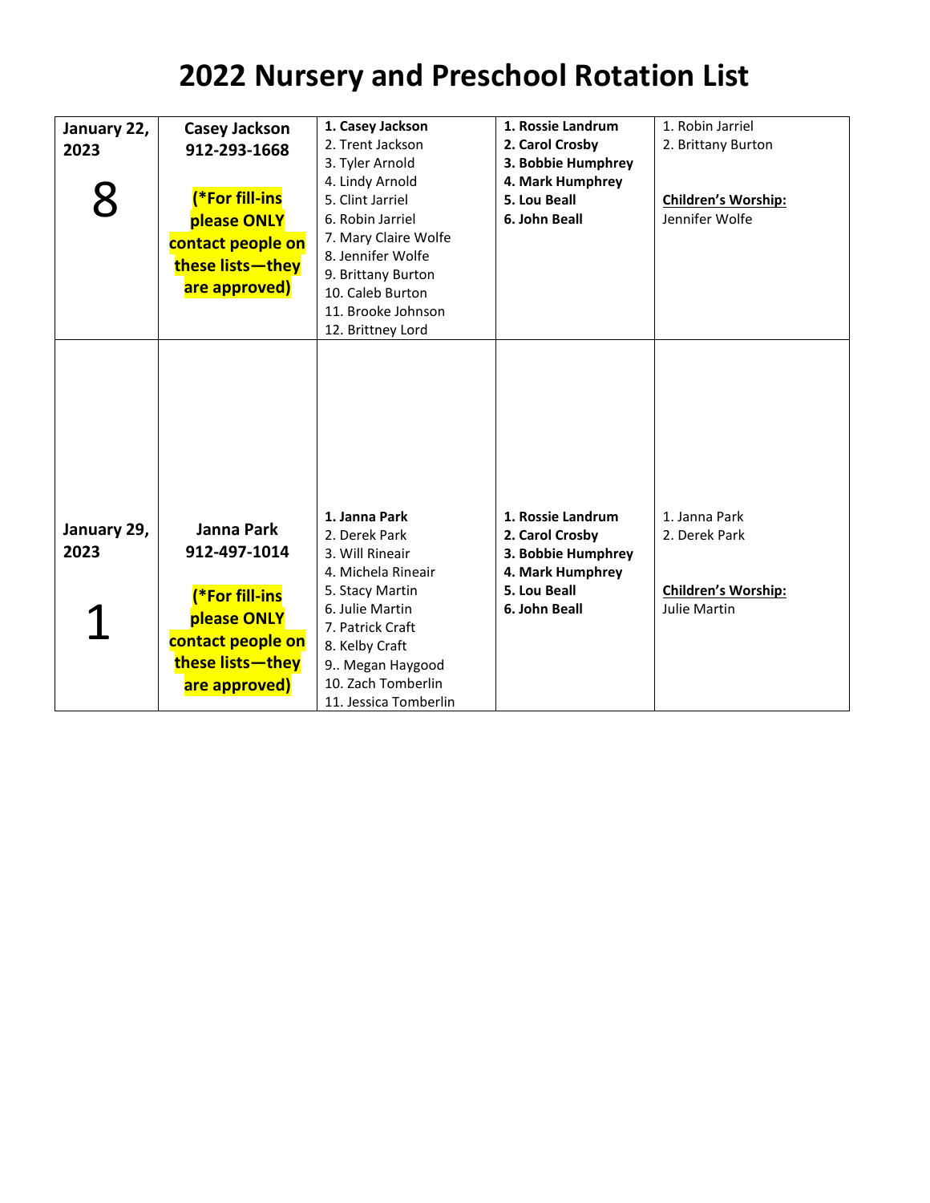# 2022 Nursery and Preschool Rotation List

| | | | | |
|---|---|---|---|---|
| **January 22, 2023**<br><br>8 | **Casey Jackson**<br>**912-293-1668**<br><br>**(*For fill-ins please ONLY contact people on these lists—they are approved)** | **1. Casey Jackson**<br>2. Trent Jackson<br>3. Tyler Arnold<br>4. Lindy Arnold<br>5. Clint Jarriel<br>6. Robin Jarriel<br>7. Mary Claire Wolfe<br>8. Jennifer Wolfe<br>9. Brittany Burton<br>10. Caleb Burton<br>11. Brooke Johnson<br>12. Brittney Lord | **1. Rossie Landrum**<br>**2. Carol Crosby**<br>**3. Bobbie Humphrey**<br>**4. Mark Humphrey**<br>**5. Lou Beall**<br>**6. John Beall** | 1. Robin Jarriel<br>2. Brittany Burton<br><br>**Children's Worship:**<br>Jennifer Wolfe |
| **January 29, 2023**<br><br>1 | **Janna Park**<br>**912-497-1014**<br><br>**(*For fill-ins please ONLY contact people on these lists—they are approved)** | **1. Janna Park**<br>2. Derek Park<br>3. Will Rineair<br>4. Michela Rineair<br>5. Stacy Martin<br>6. Julie Martin<br>7. Patrick Craft<br>8. Kelby Craft<br>9.. Megan Haygood<br>10. Zach Tomberlin<br>11. Jessica Tomberlin | **1. Rossie Landrum**<br>**2. Carol Crosby**<br>**3. Bobbie Humphrey**<br>**4. Mark Humphrey**<br>**5. Lou Beall**<br>**6. John Beall** | 1. Janna Park<br>2. Derek Park<br><br>**Children's Worship:**<br>Julie Martin |